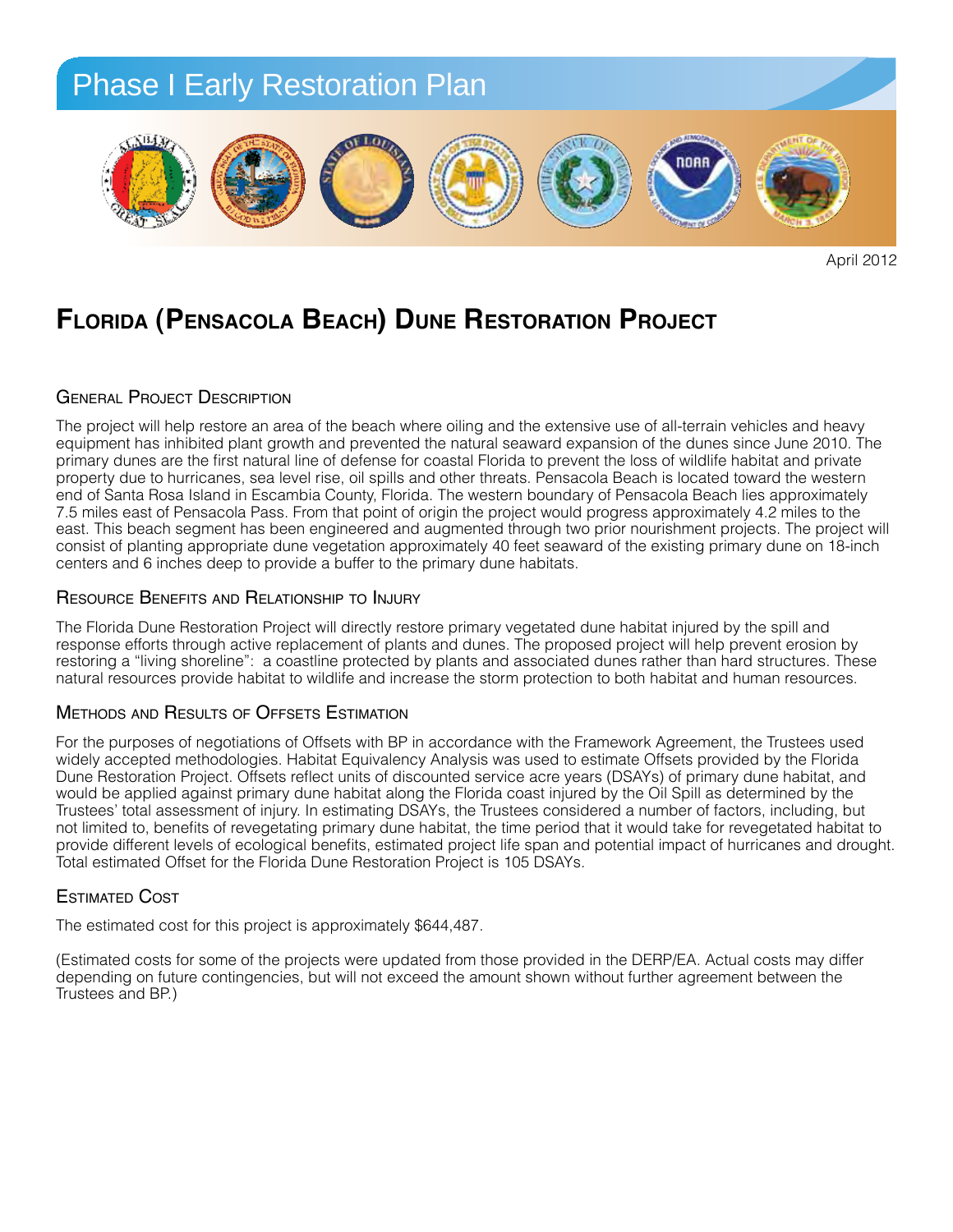# Phase I Early Restoration Plan

April 2012

## Florida (Pensacola Beach) Dune Restoration Project

### General Project Description

The project will help restore an area of the beach where oiling and the extensive use of all-terrain vehicles and heavy equipment has inhibited plant growth and prevented the natural seaward expansion of the dunes since June 2010. The primary dunes are the first natural line of defense for coastal Florida to prevent the loss of wildlife habitat and private property due to hurricanes, sea level rise, oil spills and other threats. Pensacola Beach is located toward the western end of Santa Rosa Island in Escambia County, Florida. The western boundary of Pensacola Beach lies approximately 7.5 miles east of Pensacola Pass. From that point of origin the project would progress approximately 4.2 miles to the east. This beach segment has been engineered and augmented through two prior nourishment projects. The project will consist of planting appropriate dune vegetation approximately 40 feet seaward of the existing primary dune on 18-inch centers and 6 inches deep to provide a buffer to the primary dune habitats.

### Resource Benefits and Relationship to Injury

The Florida Dune Restoration Project will directly restore primary vegetated dune habitat injured by the spill and response efforts through active replacement of plants and dunes. The proposed project will help prevent erosion by restoring a "living shoreline": a coastline protected by plants and associated dunes rather than hard structures. These natural resources provide habitat to wildlife and increase the storm protection to both habitat and human resources.

### Methods and Results of Offsets Estimation

For the purposes of negotiations of Offsets with BP in accordance with the Framework Agreement, the Trustees used widely accepted methodologies. Habitat Equivalency Analysis was used to estimate Offsets provided by the Florida Dune Restoration Project. Offsets reflect units of discounted service acre years (DSAYs) of primary dune habitat, and would be applied against primary dune habitat along the Florida coast injured by the Oil Spill as determined by the Trustees' total assessment of injury. In estimating DSAYs, the Trustees considered a number of factors, including, but not limited to, benefits of revegetating primary dune habitat, the time period that it would take for revegetated habitat to provide different levels of ecological benefits, estimated project life span and potential impact of hurricanes and drought. Total estimated Offset for the Florida Dune Restoration Project is 105 DSAYs.

### Estimated Cost

The estimated cost for this project is approximately $644,487.

(Estimated costs for some of the projects were updated from those provided in the DERP/EA. Actual costs may differ depending on future contingencies, but will not exceed the amount shown without further agreement between the Trustees and BP.)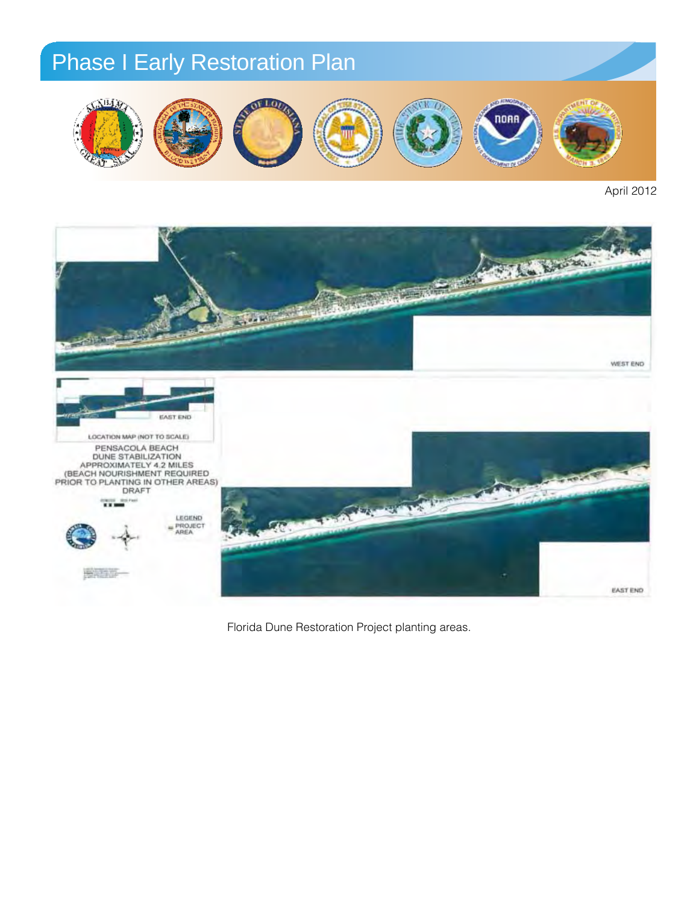WEST END

EAST END

LOCATION MAP (NOT TO SCALE)

PENSACOLA BEACH
DUNE STABILIZATION
APPROXIMATELY 4.2 MILES
(BEACH NOURISHMENT REQUIRED PRIOR TO PLANTING IN OTHER AREAS)
DRAFT

LEGEND
PROJECT AREA

EAST END

Florida Dune Restoration Project planting areas.